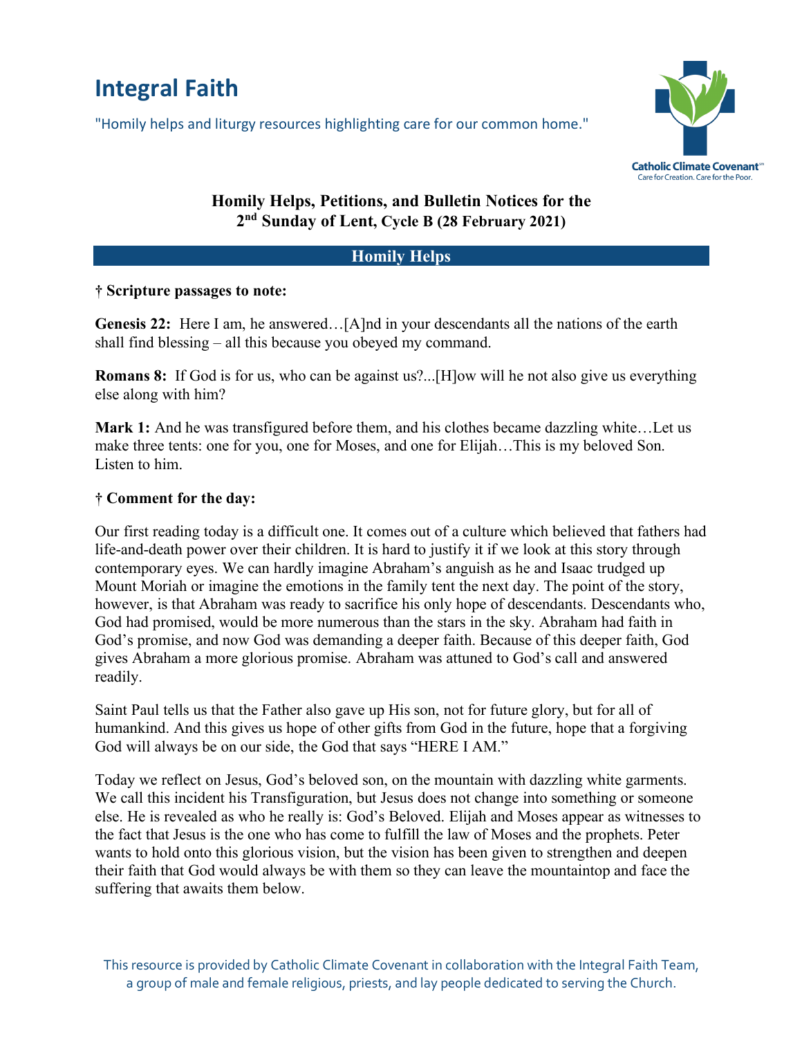# Integral Faith

"Homily helps and liturgy resources highlighting care for our common home."

Catholic Climate Covenant
Care for Creation. Care for the Poor.

## Homily Helps, Petitions, and Bulletin Notices for the 2nd Sunday of Lent, Cycle B (28 February 2021)

## Homily Helps

**† Scripture passages to note:**

**Genesis 22:** Here I am, he answered…[A]nd in your descendants all the nations of the earth shall find blessing – all this because you obeyed my command.

**Romans 8:** If God is for us, who can be against us?...[H]ow will he not also give us everything else along with him?

**Mark 1:** And he was transfigured before them, and his clothes became dazzling white…Let us make three tents: one for you, one for Moses, and one for Elijah…This is my beloved Son. Listen to him.

**† Comment for the day:**

Our first reading today is a difficult one. It comes out of a culture which believed that fathers had life-and-death power over their children. It is hard to justify it if we look at this story through contemporary eyes. We can hardly imagine Abraham's anguish as he and Isaac trudged up Mount Moriah or imagine the emotions in the family tent the next day. The point of the story, however, is that Abraham was ready to sacrifice his only hope of descendants. Descendants who, God had promised, would be more numerous than the stars in the sky. Abraham had faith in God's promise, and now God was demanding a deeper faith. Because of this deeper faith, God gives Abraham a more glorious promise. Abraham was attuned to God's call and answered readily.

Saint Paul tells us that the Father also gave up His son, not for future glory, but for all of humankind. And this gives us hope of other gifts from God in the future, hope that a forgiving God will always be on our side, the God that says "HERE I AM."

Today we reflect on Jesus, God's beloved son, on the mountain with dazzling white garments. We call this incident his Transfiguration, but Jesus does not change into something or someone else. He is revealed as who he really is: God's Beloved. Elijah and Moses appear as witnesses to the fact that Jesus is the one who has come to fulfill the law of Moses and the prophets. Peter wants to hold onto this glorious vision, but the vision has been given to strengthen and deepen their faith that God would always be with them so they can leave the mountaintop and face the suffering that awaits them below.

This resource is provided by Catholic Climate Covenant in collaboration with the Integral Faith Team, a group of male and female religious, priests, and lay people dedicated to serving the Church.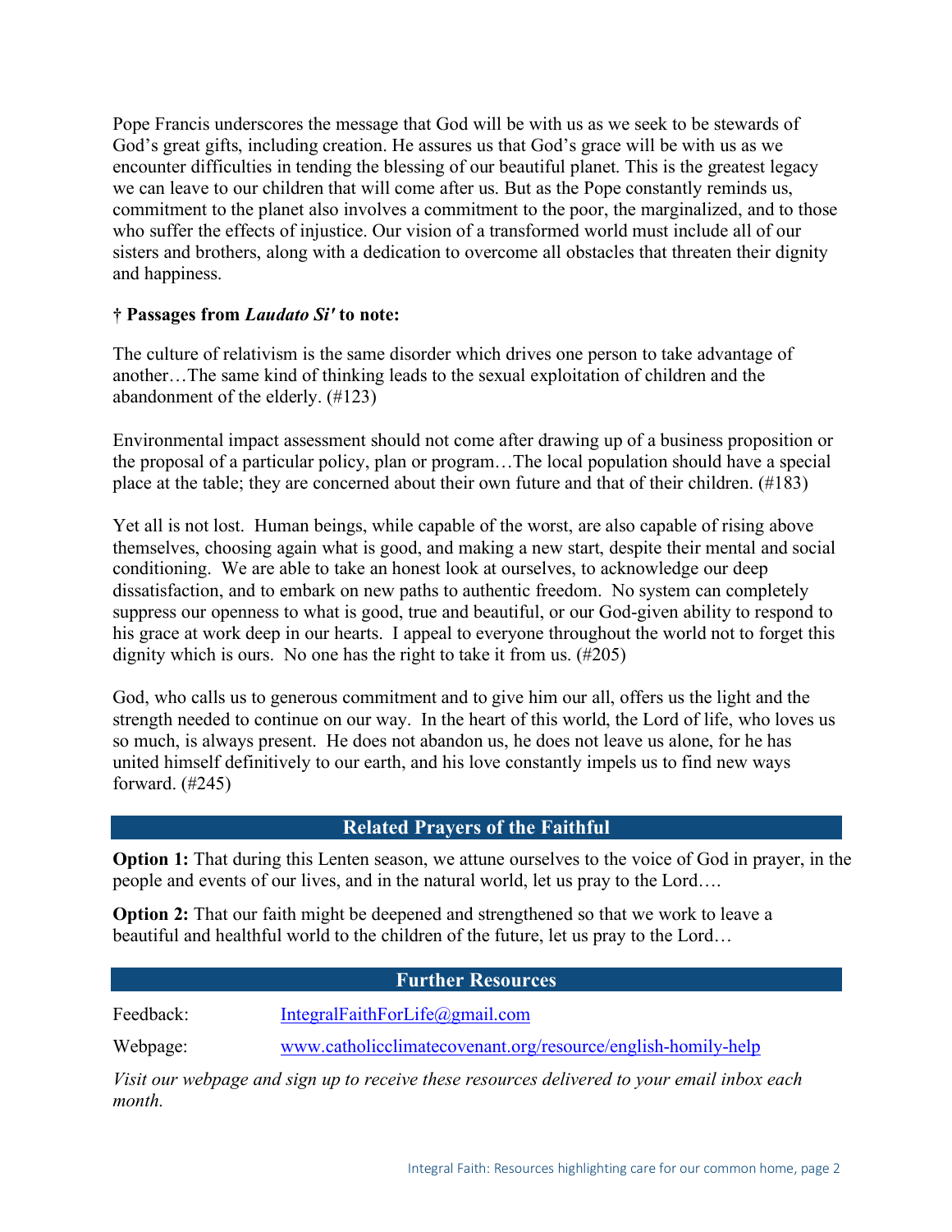Pope Francis underscores the message that God will be with us as we seek to be stewards of God's great gifts, including creation. He assures us that God's grace will be with us as we encounter difficulties in tending the blessing of our beautiful planet. This is the greatest legacy we can leave to our children that will come after us. But as the Pope constantly reminds us, commitment to the planet also involves a commitment to the poor, the marginalized, and to those who suffer the effects of injustice. Our vision of a transformed world must include all of our sisters and brothers, along with a dedication to overcome all obstacles that threaten their dignity and happiness.

**† Passages from *Laudato Si'* to note:**

The culture of relativism is the same disorder which drives one person to take advantage of another…The same kind of thinking leads to the sexual exploitation of children and the abandonment of the elderly. (#123)

Environmental impact assessment should not come after drawing up of a business proposition or the proposal of a particular policy, plan or program…The local population should have a special place at the table; they are concerned about their own future and that of their children. (#183)

Yet all is not lost. Human beings, while capable of the worst, are also capable of rising above themselves, choosing again what is good, and making a new start, despite their mental and social conditioning. We are able to take an honest look at ourselves, to acknowledge our deep dissatisfaction, and to embark on new paths to authentic freedom. No system can completely suppress our openness to what is good, true and beautiful, or our God-given ability to respond to his grace at work deep in our hearts. I appeal to everyone throughout the world not to forget this dignity which is ours. No one has the right to take it from us. (#205)

God, who calls us to generous commitment and to give him our all, offers us the light and the strength needed to continue on our way. In the heart of this world, the Lord of life, who loves us so much, is always present. He does not abandon us, he does not leave us alone, for he has united himself definitively to our earth, and his love constantly impels us to find new ways forward. (#245)

## Related Prayers of the Faithful

**Option 1:** That during this Lenten season, we attune ourselves to the voice of God in prayer, in the people and events of our lives, and in the natural world, let us pray to the Lord….

**Option 2:** That our faith might be deepened and strengthened so that we work to leave a beautiful and healthful world to the children of the future, let us pray to the Lord…

## Further Resources

Feedback: IntegralFaithForLife@gmail.com

Webpage: www.catholicclimatecovenant.org/resource/english-homily-help

*Visit our webpage and sign up to receive these resources delivered to your email inbox each month.*